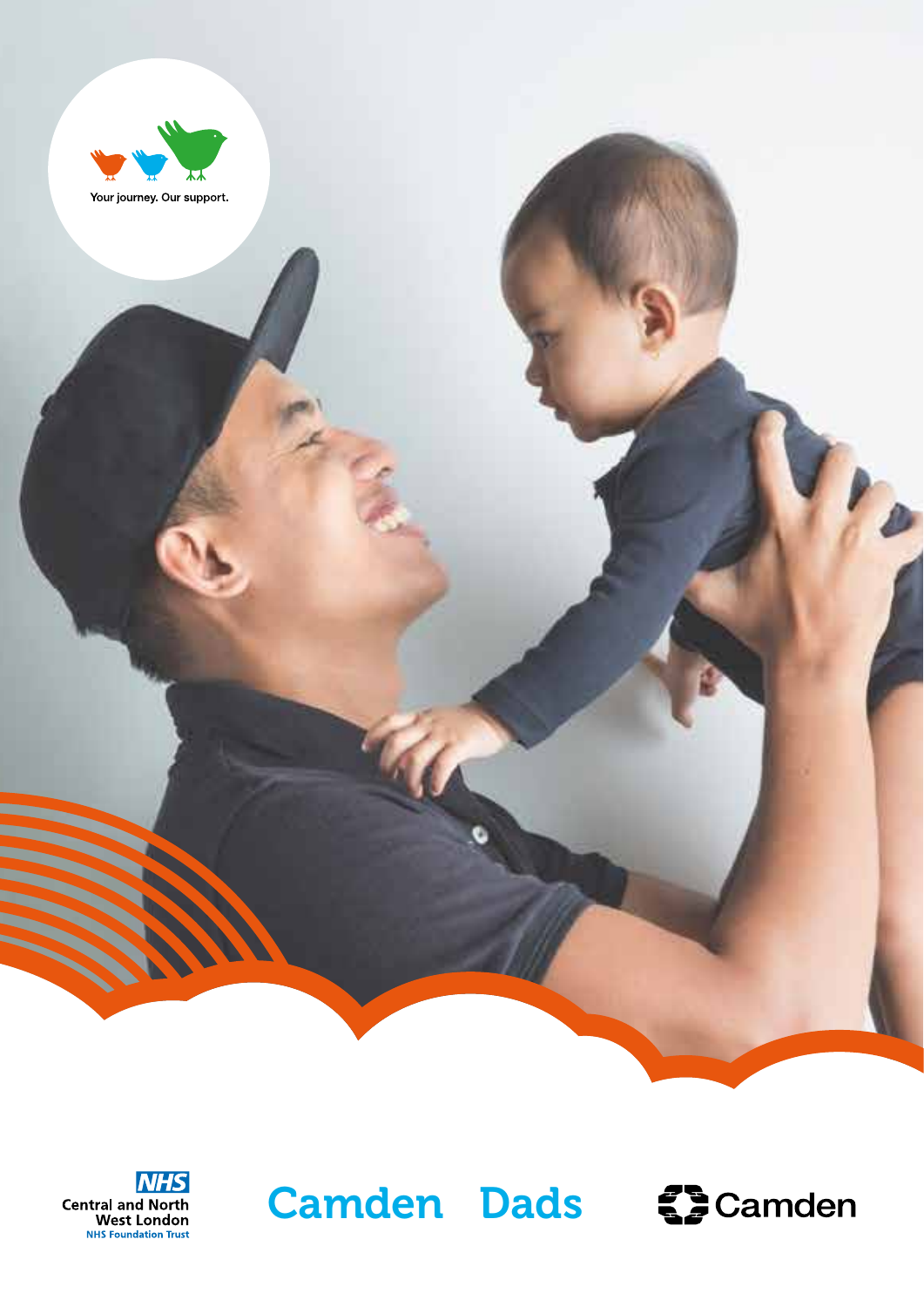Your journey. Our support.

# Camden Dads

NHS Central and North West London NHS Foundation Trust

Camden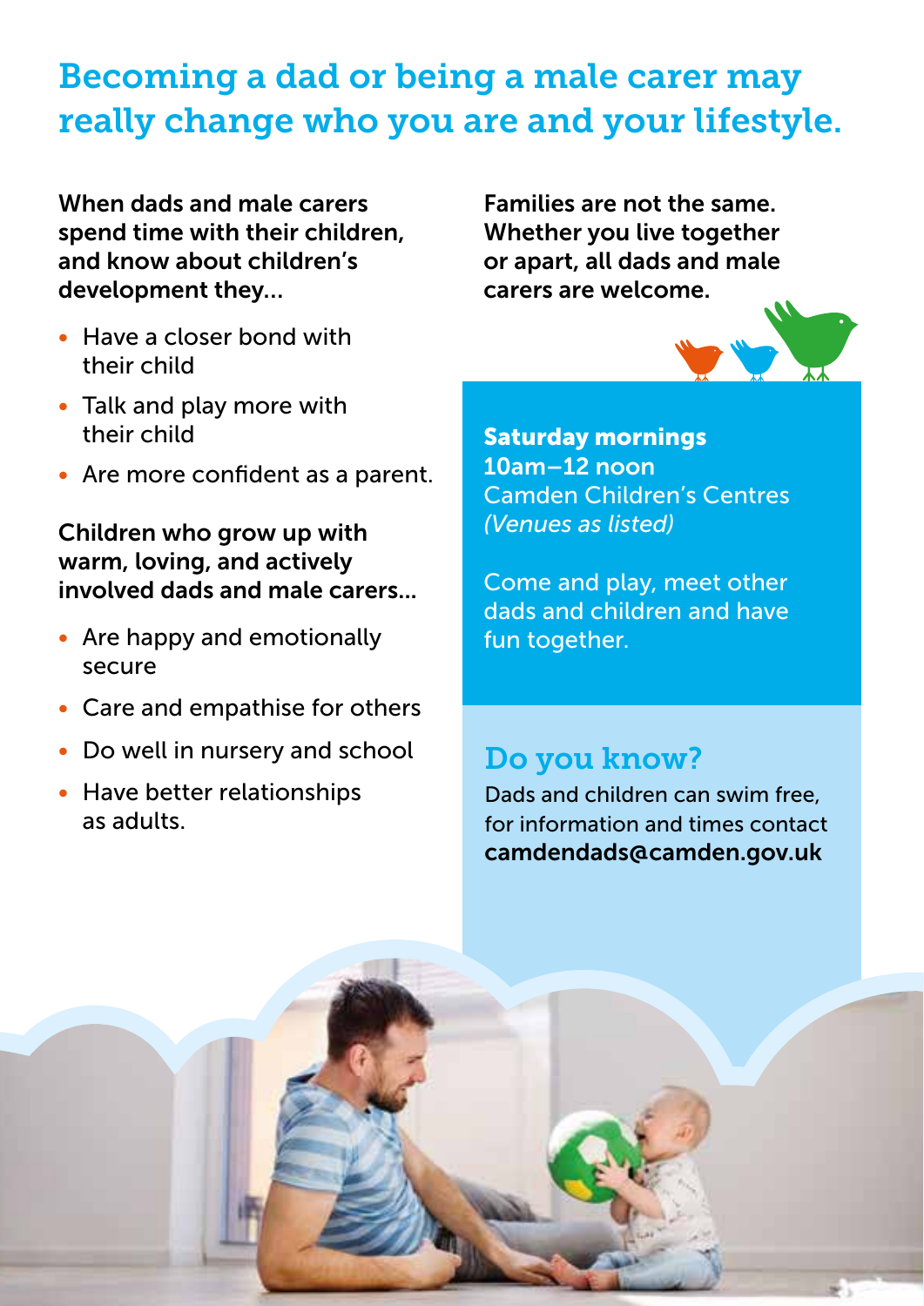# Becoming a dad or being a male carer may really change who you are and your lifestyle.

**When dads and male carers spend time with their children, and know about children's development they...**

- Have a closer bond with their child
- Talk and play more with their child
- Are more confident as a parent.

**Children who grow up with warm, loving, and actively involved dads and male carers...**

- Are happy and emotionally secure
- Care and empathise for others
- Do well in nursery and school
- Have better relationships as adults.

**Families are not the same. Whether you live together or apart, all dads and male carers are welcome.**

**Saturday mornings**
**10am–12 noon**
Camden Children's Centres
*(Venues as listed)*

Come and play, meet other dads and children and have fun together.

## Do you know?

Dads and children can swim free, for information and times contact **camdendads@camden.gov.uk**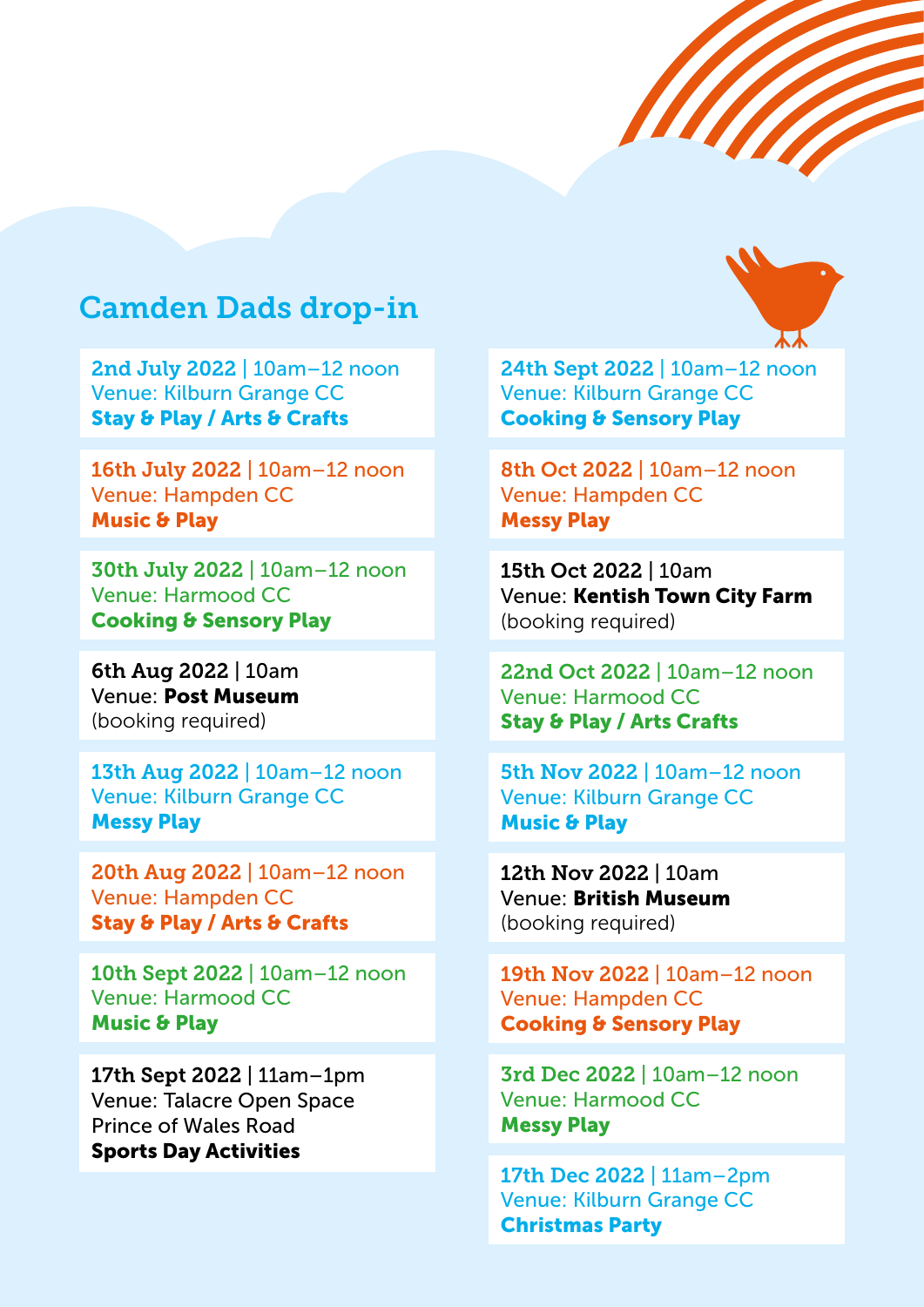## Camden Dads drop-in

**2nd July 2022** | 10am–12 noon
Venue: Kilburn Grange CC
**Stay & Play / Arts & Crafts**

**16th July 2022** | 10am–12 noon
Venue: Hampden CC
**Music & Play**

**30th July 2022** | 10am–12 noon
Venue: Harmood CC
**Cooking & Sensory Play**

**6th Aug 2022** | 10am
Venue: **Post Museum**
(booking required)

**13th Aug 2022** | 10am–12 noon
Venue: Kilburn Grange CC
**Messy Play**

**20th Aug 2022** | 10am–12 noon
Venue: Hampden CC
**Stay & Play / Arts & Crafts**

**10th Sept 2022** | 10am–12 noon
Venue: Harmood CC
**Music & Play**

**17th Sept 2022** | 11am–1pm
Venue: Talacre Open Space
Prince of Wales Road
**Sports Day Activities**

**24th Sept 2022** | 10am–12 noon
Venue: Kilburn Grange CC
**Cooking & Sensory Play**

**8th Oct 2022** | 10am–12 noon
Venue: Hampden CC
**Messy Play**

**15th Oct 2022** | 10am
Venue: **Kentish Town City Farm**
(booking required)

**22nd Oct 2022** | 10am–12 noon
Venue: Harmood CC
**Stay & Play / Arts Crafts**

**5th Nov 2022** | 10am–12 noon
Venue: Kilburn Grange CC
**Music & Play**

**12th Nov 2022** | 10am
Venue: **British Museum**
(booking required)

**19th Nov 2022** | 10am–12 noon
Venue: Hampden CC
**Cooking & Sensory Play**

**3rd Dec 2022** | 10am–12 noon
Venue: Harmood CC
**Messy Play**

**17th Dec 2022** | 11am–2pm
Venue: Kilburn Grange CC
**Christmas Party**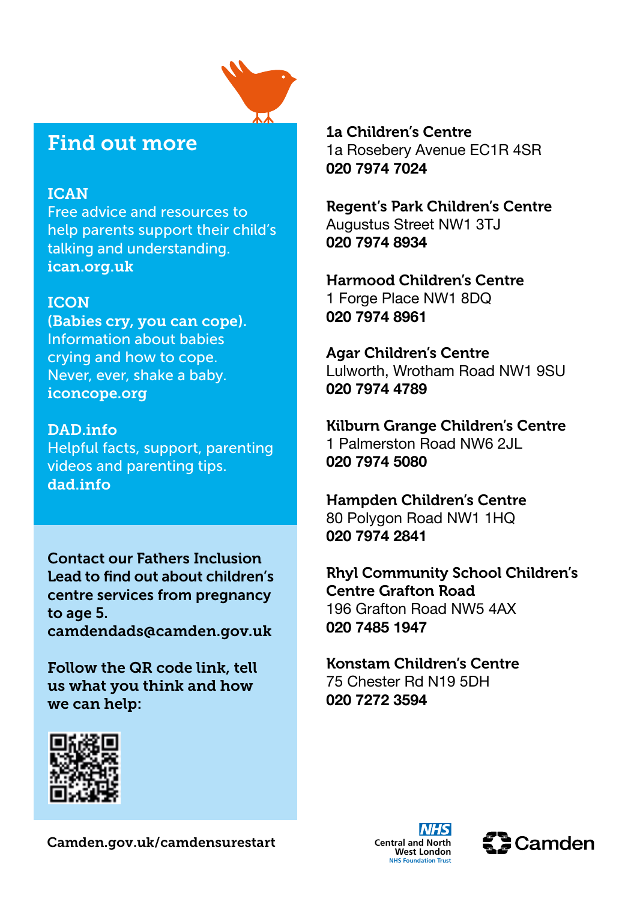## Find out more

**ICAN**
Free advice and resources to help parents support their child's talking and understanding.
**ican.org.uk**

**ICON**
**(Babies cry, you can cope).**
Information about babies crying and how to cope. Never, ever, shake a baby.
**iconcope.org**

**DAD.info**
Helpful facts, support, parenting videos and parenting tips.
**dad.info**

**Contact our Fathers Inclusion Lead to find out about children's centre services from pregnancy to age 5.**
**camdendads@camden.gov.uk**

**Follow the QR code link, tell us what you think and how we can help:**

**1a Children's Centre**
1a Rosebery Avenue EC1R 4SR
**020 7974 7024**

**Regent's Park Children's Centre**
Augustus Street NW1 3TJ
**020 7974 8934**

**Harmood Children's Centre**
1 Forge Place NW1 8DQ
**020 7974 8961**

**Agar Children's Centre**
Lulworth, Wrotham Road NW1 9SU
**020 7974 4789**

**Kilburn Grange Children's Centre**
1 Palmerston Road NW6 2JL
**020 7974 5080**

**Hampden Children's Centre**
80 Polygon Road NW1 1HQ
**020 7974 2841**

**Rhyl Community School Children's Centre Grafton Road**
196 Grafton Road NW5 4AX
**020 7485 1947**

**Konstam Children's Centre**
75 Chester Rd N19 5DH
**020 7272 3594**

Camden.gov.uk/camdensurestart

NHS Central and North West London NHS Foundation Trust

Camden